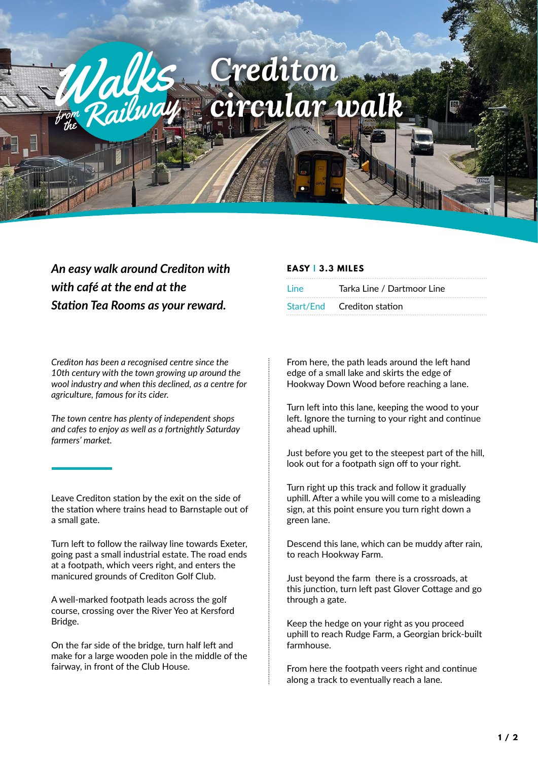# Walks from the Railway

# Crediton circular walk

***An easy walk around Crediton with with café at the end at the Station Tea Rooms as your reward.***

**EASY | 3.3 MILES**

| | |
|---|---|
| Line | Tarka Line / Dartmoor Line |
| Start/End | Crediton station |

*Crediton has been a recognised centre since the 10th century with the town growing up around the wool industry and when this declined, as a centre for agriculture, famous for its cider.*

*The town centre has plenty of independent shops and cafes to enjoy as well as a fortnightly Saturday farmers' market.*

Leave Crediton station by the exit on the side of the station where trains head to Barnstaple out of a small gate.

Turn left to follow the railway line towards Exeter, going past a small industrial estate. The road ends at a footpath, which veers right, and enters the manicured grounds of Crediton Golf Club.

A well-marked footpath leads across the golf course, crossing over the River Yeo at Kersford Bridge.

On the far side of the bridge, turn half left and make for a large wooden pole in the middle of the fairway, in front of the Club House.

From here, the path leads around the left hand edge of a small lake and skirts the edge of Hookway Down Wood before reaching a lane.

Turn left into this lane, keeping the wood to your left. Ignore the turning to your right and continue ahead uphill.

Just before you get to the steepest part of the hill, look out for a footpath sign off to your right.

Turn right up this track and follow it gradually uphill. After a while you will come to a misleading sign, at this point ensure you turn right down a green lane.

Descend this lane, which can be muddy after rain, to reach Hookway Farm.

Just beyond the farm there is a crossroads, at this junction, turn left past Glover Cottage and go through a gate.

Keep the hedge on your right as you proceed uphill to reach Rudge Farm, a Georgian brick-built farmhouse.

From here the footpath veers right and continue along a track to eventually reach a lane.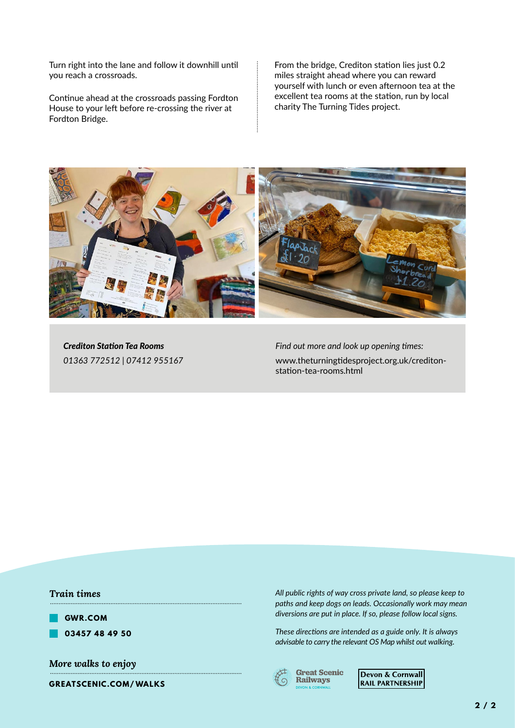Turn right into the lane and follow it downhill until you reach a crossroads.

Continue ahead at the crossroads passing Fordton House to your left before re-crossing the river at Fordton Bridge.

From the bridge, Crediton station lies just 0.2 miles straight ahead where you can reward yourself with lunch or even afternoon tea at the excellent tea rooms at the station, run by local charity The Turning Tides project.

***Crediton Station Tea Rooms***
*01363 772512 | 07412 955167*

*Find out more and look up opening times:*
www.theturningtidesproject.org.uk/crediton-station-tea-rooms.html

## *Train times*

**GWR.COM**

**03457 48 49 50**

## *More walks to enjoy*

**GREATSCENIC.COM/WALKS**

*All public rights of way cross private land, so please keep to paths and keep dogs on leads. Occasionally work may mean diversions are put in place. If so, please follow local signs.*

*These directions are intended as a guide only. It is always advisable to carry the relevant OS Map whilst out walking.*

Great Scenic Railways DEVON & CORNWALL

Devon & Cornwall RAIL PARTNERSHIP